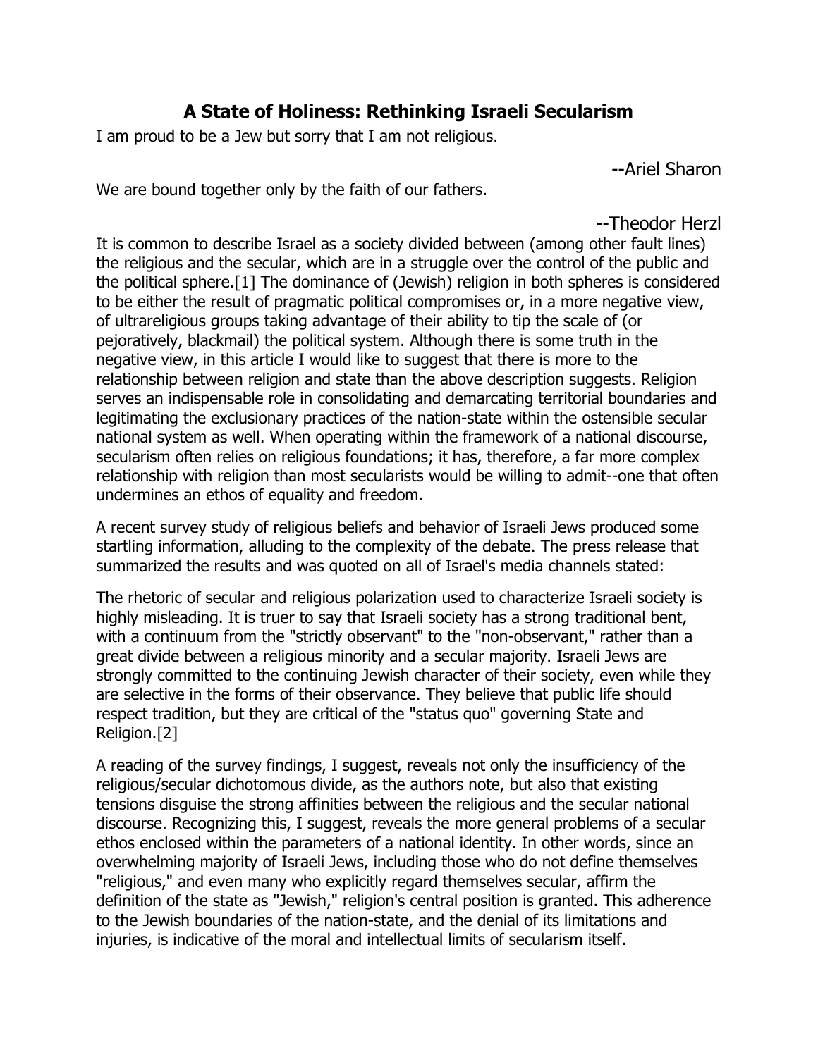# A State of Holiness: Rethinking Israeli Secularism

I am proud to be a Jew but sorry that I am not religious.

--Ariel Sharon

We are bound together only by the faith of our fathers.

--Theodor Herzl

It is common to describe Israel as a society divided between (among other fault lines) the religious and the secular, which are in a struggle over the control of the public and the political sphere.[1] The dominance of (Jewish) religion in both spheres is considered to be either the result of pragmatic political compromises or, in a more negative view, of ultrareligious groups taking advantage of their ability to tip the scale of (or pejoratively, blackmail) the political system. Although there is some truth in the negative view, in this article I would like to suggest that there is more to the relationship between religion and state than the above description suggests. Religion serves an indispensable role in consolidating and demarcating territorial boundaries and legitimating the exclusionary practices of the nation-state within the ostensible secular national system as well. When operating within the framework of a national discourse, secularism often relies on religious foundations; it has, therefore, a far more complex relationship with religion than most secularists would be willing to admit--one that often undermines an ethos of equality and freedom.

A recent survey study of religious beliefs and behavior of Israeli Jews produced some startling information, alluding to the complexity of the debate. The press release that summarized the results and was quoted on all of Israel's media channels stated:

The rhetoric of secular and religious polarization used to characterize Israeli society is highly misleading. It is truer to say that Israeli society has a strong traditional bent, with a continuum from the "strictly observant" to the "non-observant," rather than a great divide between a religious minority and a secular majority. Israeli Jews are strongly committed to the continuing Jewish character of their society, even while they are selective in the forms of their observance. They believe that public life should respect tradition, but they are critical of the "status quo" governing State and Religion.[2]

A reading of the survey findings, I suggest, reveals not only the insufficiency of the religious/secular dichotomous divide, as the authors note, but also that existing tensions disguise the strong affinities between the religious and the secular national discourse. Recognizing this, I suggest, reveals the more general problems of a secular ethos enclosed within the parameters of a national identity. In other words, since an overwhelming majority of Israeli Jews, including those who do not define themselves "religious," and even many who explicitly regard themselves secular, affirm the definition of the state as "Jewish," religion's central position is granted. This adherence to the Jewish boundaries of the nation-state, and the denial of its limitations and injuries, is indicative of the moral and intellectual limits of secularism itself.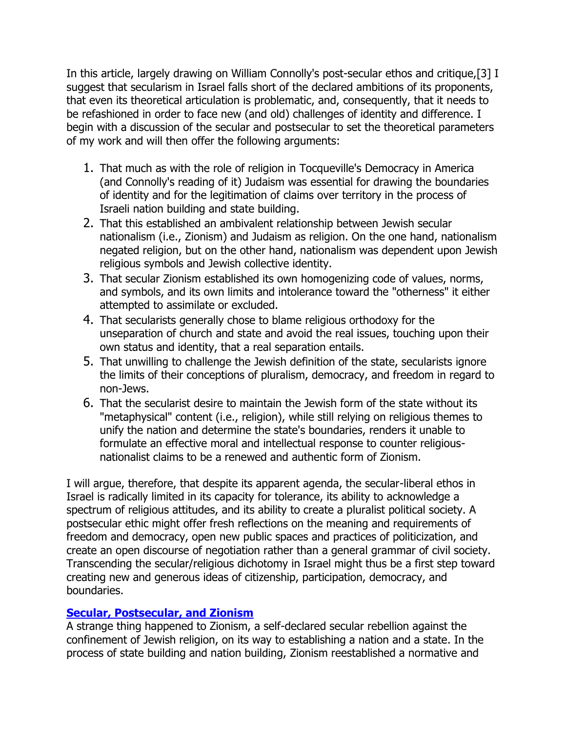In this article, largely drawing on William Connolly's post-secular ethos and critique,[3] I suggest that secularism in Israel falls short of the declared ambitions of its proponents, that even its theoretical articulation is problematic, and, consequently, that it needs to be refashioned in order to face new (and old) challenges of identity and difference. I begin with a discussion of the secular and postsecular to set the theoretical parameters of my work and will then offer the following arguments:

1. That much as with the role of religion in Tocqueville's Democracy in America (and Connolly's reading of it) Judaism was essential for drawing the boundaries of identity and for the legitimation of claims over territory in the process of Israeli nation building and state building.
2. That this established an ambivalent relationship between Jewish secular nationalism (i.e., Zionism) and Judaism as religion. On the one hand, nationalism negated religion, but on the other hand, nationalism was dependent upon Jewish religious symbols and Jewish collective identity.
3. That secular Zionism established its own homogenizing code of values, norms, and symbols, and its own limits and intolerance toward the "otherness" it either attempted to assimilate or excluded.
4. That secularists generally chose to blame religious orthodoxy for the unseparation of church and state and avoid the real issues, touching upon their own status and identity, that a real separation entails.
5. That unwilling to challenge the Jewish definition of the state, secularists ignore the limits of their conceptions of pluralism, democracy, and freedom in regard to non-Jews.
6. That the secularist desire to maintain the Jewish form of the state without its "metaphysical" content (i.e., religion), while still relying on religious themes to unify the nation and determine the state's boundaries, renders it unable to formulate an effective moral and intellectual response to counter religious-nationalist claims to be a renewed and authentic form of Zionism.

I will argue, therefore, that despite its apparent agenda, the secular-liberal ethos in Israel is radically limited in its capacity for tolerance, its ability to acknowledge a spectrum of religious attitudes, and its ability to create a pluralist political society. A postsecular ethic might offer fresh reflections on the meaning and requirements of freedom and democracy, open new public spaces and practices of politicization, and create an open discourse of negotiation rather than a general grammar of civil society. Transcending the secular/religious dichotomy in Israel might thus be a first step toward creating new and generous ideas of citizenship, participation, democracy, and boundaries.

## Secular, Postsecular, and Zionism

A strange thing happened to Zionism, a self-declared secular rebellion against the confinement of Jewish religion, on its way to establishing a nation and a state. In the process of state building and nation building, Zionism reestablished a normative and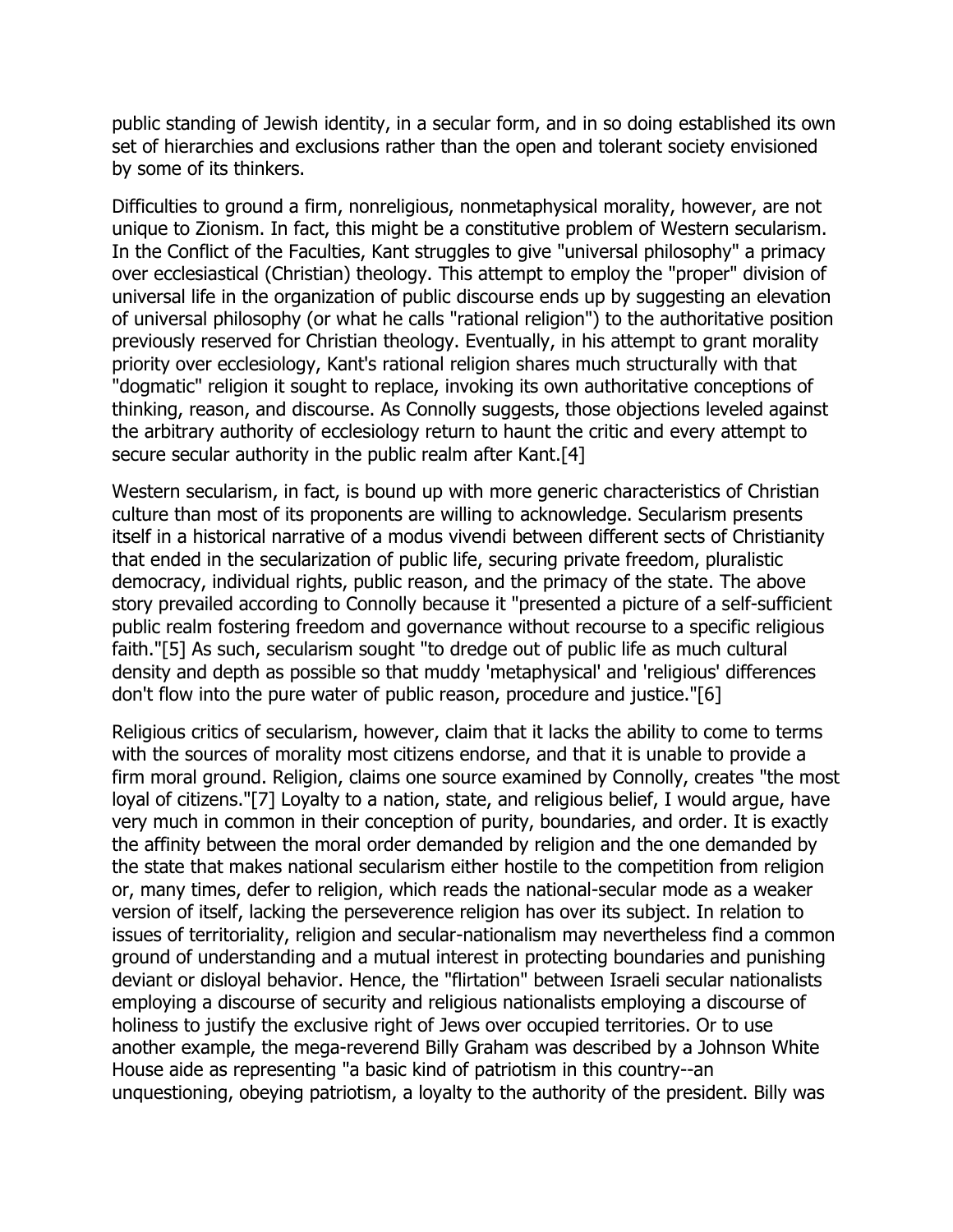public standing of Jewish identity, in a secular form, and in so doing established its own set of hierarchies and exclusions rather than the open and tolerant society envisioned by some of its thinkers.

Difficulties to ground a firm, nonreligious, nonmetaphysical morality, however, are not unique to Zionism. In fact, this might be a constitutive problem of Western secularism. In the Conflict of the Faculties, Kant struggles to give "universal philosophy" a primacy over ecclesiastical (Christian) theology. This attempt to employ the "proper" division of universal life in the organization of public discourse ends up by suggesting an elevation of universal philosophy (or what he calls "rational religion") to the authoritative position previously reserved for Christian theology. Eventually, in his attempt to grant morality priority over ecclesiology, Kant's rational religion shares much structurally with that "dogmatic" religion it sought to replace, invoking its own authoritative conceptions of thinking, reason, and discourse. As Connolly suggests, those objections leveled against the arbitrary authority of ecclesiology return to haunt the critic and every attempt to secure secular authority in the public realm after Kant.[4]

Western secularism, in fact, is bound up with more generic characteristics of Christian culture than most of its proponents are willing to acknowledge. Secularism presents itself in a historical narrative of a modus vivendi between different sects of Christianity that ended in the secularization of public life, securing private freedom, pluralistic democracy, individual rights, public reason, and the primacy of the state. The above story prevailed according to Connolly because it "presented a picture of a self-sufficient public realm fostering freedom and governance without recourse to a specific religious faith."[5] As such, secularism sought "to dredge out of public life as much cultural density and depth as possible so that muddy 'metaphysical' and 'religious' differences don't flow into the pure water of public reason, procedure and justice."[6]

Religious critics of secularism, however, claim that it lacks the ability to come to terms with the sources of morality most citizens endorse, and that it is unable to provide a firm moral ground. Religion, claims one source examined by Connolly, creates "the most loyal of citizens."[7] Loyalty to a nation, state, and religious belief, I would argue, have very much in common in their conception of purity, boundaries, and order. It is exactly the affinity between the moral order demanded by religion and the one demanded by the state that makes national secularism either hostile to the competition from religion or, many times, defer to religion, which reads the national-secular mode as a weaker version of itself, lacking the perseverence religion has over its subject. In relation to issues of territoriality, religion and secular-nationalism may nevertheless find a common ground of understanding and a mutual interest in protecting boundaries and punishing deviant or disloyal behavior. Hence, the "flirtation" between Israeli secular nationalists employing a discourse of security and religious nationalists employing a discourse of holiness to justify the exclusive right of Jews over occupied territories. Or to use another example, the mega-reverend Billy Graham was described by a Johnson White House aide as representing "a basic kind of patriotism in this country--an unquestioning, obeying patriotism, a loyalty to the authority of the president. Billy was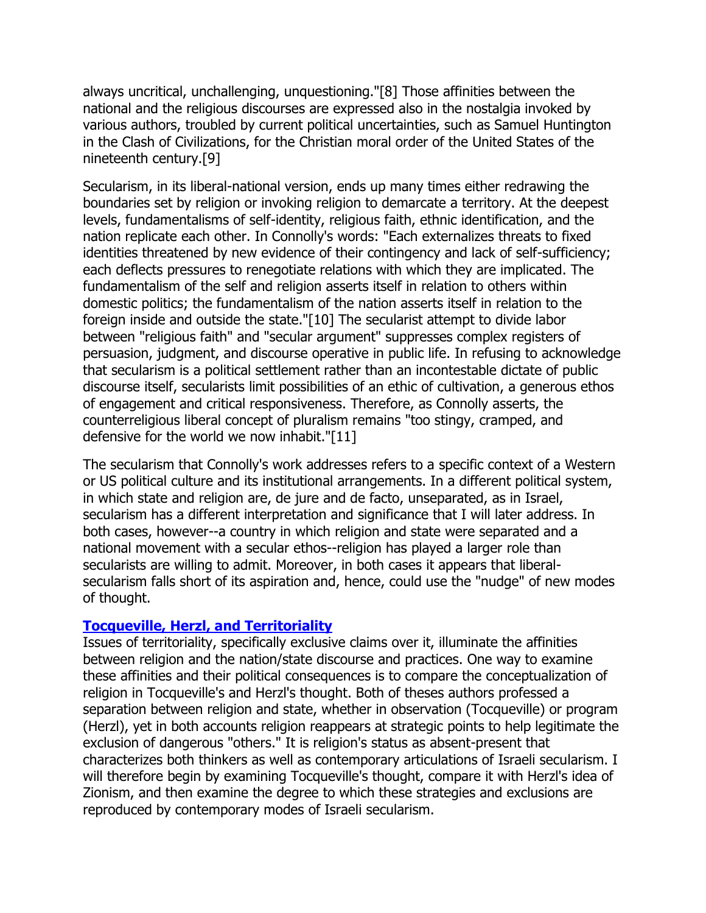always uncritical, unchallenging, unquestioning."[8] Those affinities between the national and the religious discourses are expressed also in the nostalgia invoked by various authors, troubled by current political uncertainties, such as Samuel Huntington in the Clash of Civilizations, for the Christian moral order of the United States of the nineteenth century.[9]

Secularism, in its liberal-national version, ends up many times either redrawing the boundaries set by religion or invoking religion to demarcate a territory. At the deepest levels, fundamentalisms of self-identity, religious faith, ethnic identification, and the nation replicate each other. In Connolly's words: "Each externalizes threats to fixed identities threatened by new evidence of their contingency and lack of self-sufficiency; each deflects pressures to renegotiate relations with which they are implicated. The fundamentalism of the self and religion asserts itself in relation to others within domestic politics; the fundamentalism of the nation asserts itself in relation to the foreign inside and outside the state."[10] The secularist attempt to divide labor between "religious faith" and "secular argument" suppresses complex registers of persuasion, judgment, and discourse operative in public life. In refusing to acknowledge that secularism is a political settlement rather than an incontestable dictate of public discourse itself, secularists limit possibilities of an ethic of cultivation, a generous ethos of engagement and critical responsiveness. Therefore, as Connolly asserts, the counterreligious liberal concept of pluralism remains "too stingy, cramped, and defensive for the world we now inhabit."[11]

The secularism that Connolly's work addresses refers to a specific context of a Western or US political culture and its institutional arrangements. In a different political system, in which state and religion are, de jure and de facto, unseparated, as in Israel, secularism has a different interpretation and significance that I will later address. In both cases, however--a country in which religion and state were separated and a national movement with a secular ethos--religion has played a larger role than secularists are willing to admit. Moreover, in both cases it appears that liberal-secularism falls short of its aspiration and, hence, could use the "nudge" of new modes of thought.

## Tocqueville, Herzl, and Territoriality

Issues of territoriality, specifically exclusive claims over it, illuminate the affinities between religion and the nation/state discourse and practices. One way to examine these affinities and their political consequences is to compare the conceptualization of religion in Tocqueville's and Herzl's thought. Both of theses authors professed a separation between religion and state, whether in observation (Tocqueville) or program (Herzl), yet in both accounts religion reappears at strategic points to help legitimate the exclusion of dangerous "others." It is religion's status as absent-present that characterizes both thinkers as well as contemporary articulations of Israeli secularism. I will therefore begin by examining Tocqueville's thought, compare it with Herzl's idea of Zionism, and then examine the degree to which these strategies and exclusions are reproduced by contemporary modes of Israeli secularism.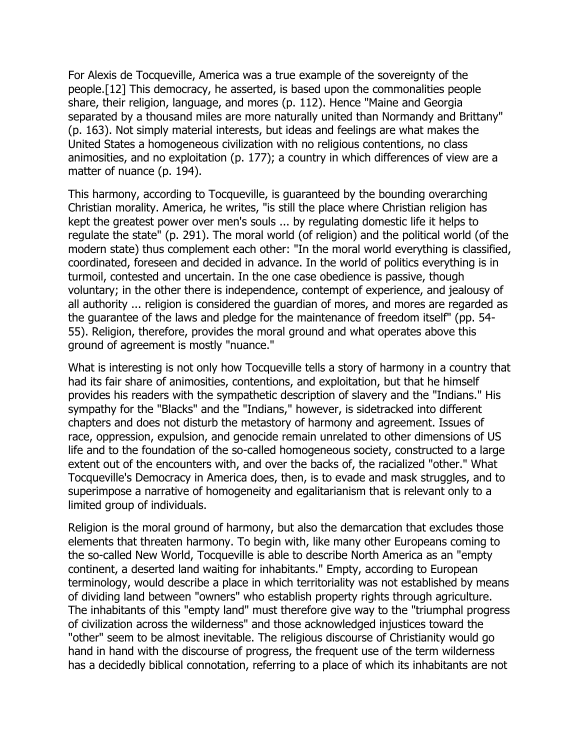For Alexis de Tocqueville, America was a true example of the sovereignty of the people.[12] This democracy, he asserted, is based upon the commonalities people share, their religion, language, and mores (p. 112). Hence "Maine and Georgia separated by a thousand miles are more naturally united than Normandy and Brittany" (p. 163). Not simply material interests, but ideas and feelings are what makes the United States a homogeneous civilization with no religious contentions, no class animosities, and no exploitation (p. 177); a country in which differences of view are a matter of nuance (p. 194).

This harmony, according to Tocqueville, is guaranteed by the bounding overarching Christian morality. America, he writes, "is still the place where Christian religion has kept the greatest power over men's souls ... by regulating domestic life it helps to regulate the state" (p. 291). The moral world (of religion) and the political world (of the modern state) thus complement each other: "In the moral world everything is classified, coordinated, foreseen and decided in advance. In the world of politics everything is in turmoil, contested and uncertain. In the one case obedience is passive, though voluntary; in the other there is independence, contempt of experience, and jealousy of all authority ... religion is considered the guardian of mores, and mores are regarded as the guarantee of the laws and pledge for the maintenance of freedom itself" (pp. 54-55). Religion, therefore, provides the moral ground and what operates above this ground of agreement is mostly "nuance."

What is interesting is not only how Tocqueville tells a story of harmony in a country that had its fair share of animosities, contentions, and exploitation, but that he himself provides his readers with the sympathetic description of slavery and the "Indians." His sympathy for the "Blacks" and the "Indians," however, is sidetracked into different chapters and does not disturb the metastory of harmony and agreement. Issues of race, oppression, expulsion, and genocide remain unrelated to other dimensions of US life and to the foundation of the so-called homogeneous society, constructed to a large extent out of the encounters with, and over the backs of, the racialized "other." What Tocqueville's Democracy in America does, then, is to evade and mask struggles, and to superimpose a narrative of homogeneity and egalitarianism that is relevant only to a limited group of individuals.

Religion is the moral ground of harmony, but also the demarcation that excludes those elements that threaten harmony. To begin with, like many other Europeans coming to the so-called New World, Tocqueville is able to describe North America as an "empty continent, a deserted land waiting for inhabitants." Empty, according to European terminology, would describe a place in which territoriality was not established by means of dividing land between "owners" who establish property rights through agriculture. The inhabitants of this "empty land" must therefore give way to the "triumphal progress of civilization across the wilderness" and those acknowledged injustices toward the "other" seem to be almost inevitable. The religious discourse of Christianity would go hand in hand with the discourse of progress, the frequent use of the term wilderness has a decidedly biblical connotation, referring to a place of which its inhabitants are not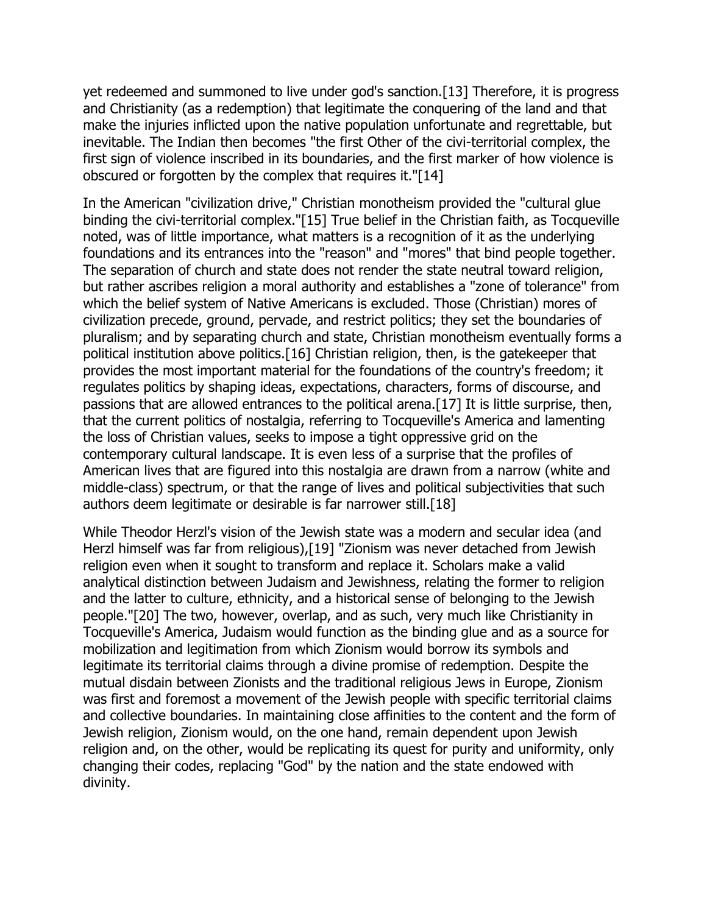yet redeemed and summoned to live under god's sanction.[13] Therefore, it is progress and Christianity (as a redemption) that legitimate the conquering of the land and that make the injuries inflicted upon the native population unfortunate and regrettable, but inevitable. The Indian then becomes "the first Other of the civi-territorial complex, the first sign of violence inscribed in its boundaries, and the first marker of how violence is obscured or forgotten by the complex that requires it."[14]

In the American "civilization drive," Christian monotheism provided the "cultural glue binding the civi-territorial complex."[15] True belief in the Christian faith, as Tocqueville noted, was of little importance, what matters is a recognition of it as the underlying foundations and its entrances into the "reason" and "mores" that bind people together. The separation of church and state does not render the state neutral toward religion, but rather ascribes religion a moral authority and establishes a "zone of tolerance" from which the belief system of Native Americans is excluded. Those (Christian) mores of civilization precede, ground, pervade, and restrict politics; they set the boundaries of pluralism; and by separating church and state, Christian monotheism eventually forms a political institution above politics.[16] Christian religion, then, is the gatekeeper that provides the most important material for the foundations of the country's freedom; it regulates politics by shaping ideas, expectations, characters, forms of discourse, and passions that are allowed entrances to the political arena.[17] It is little surprise, then, that the current politics of nostalgia, referring to Tocqueville's America and lamenting the loss of Christian values, seeks to impose a tight oppressive grid on the contemporary cultural landscape. It is even less of a surprise that the profiles of American lives that are figured into this nostalgia are drawn from a narrow (white and middle-class) spectrum, or that the range of lives and political subjectivities that such authors deem legitimate or desirable is far narrower still.[18]

While Theodor Herzl's vision of the Jewish state was a modern and secular idea (and Herzl himself was far from religious),[19] "Zionism was never detached from Jewish religion even when it sought to transform and replace it. Scholars make a valid analytical distinction between Judaism and Jewishness, relating the former to religion and the latter to culture, ethnicity, and a historical sense of belonging to the Jewish people."[20] The two, however, overlap, and as such, very much like Christianity in Tocqueville's America, Judaism would function as the binding glue and as a source for mobilization and legitimation from which Zionism would borrow its symbols and legitimate its territorial claims through a divine promise of redemption. Despite the mutual disdain between Zionists and the traditional religious Jews in Europe, Zionism was first and foremost a movement of the Jewish people with specific territorial claims and collective boundaries. In maintaining close affinities to the content and the form of Jewish religion, Zionism would, on the one hand, remain dependent upon Jewish religion and, on the other, would be replicating its quest for purity and uniformity, only changing their codes, replacing "God" by the nation and the state endowed with divinity.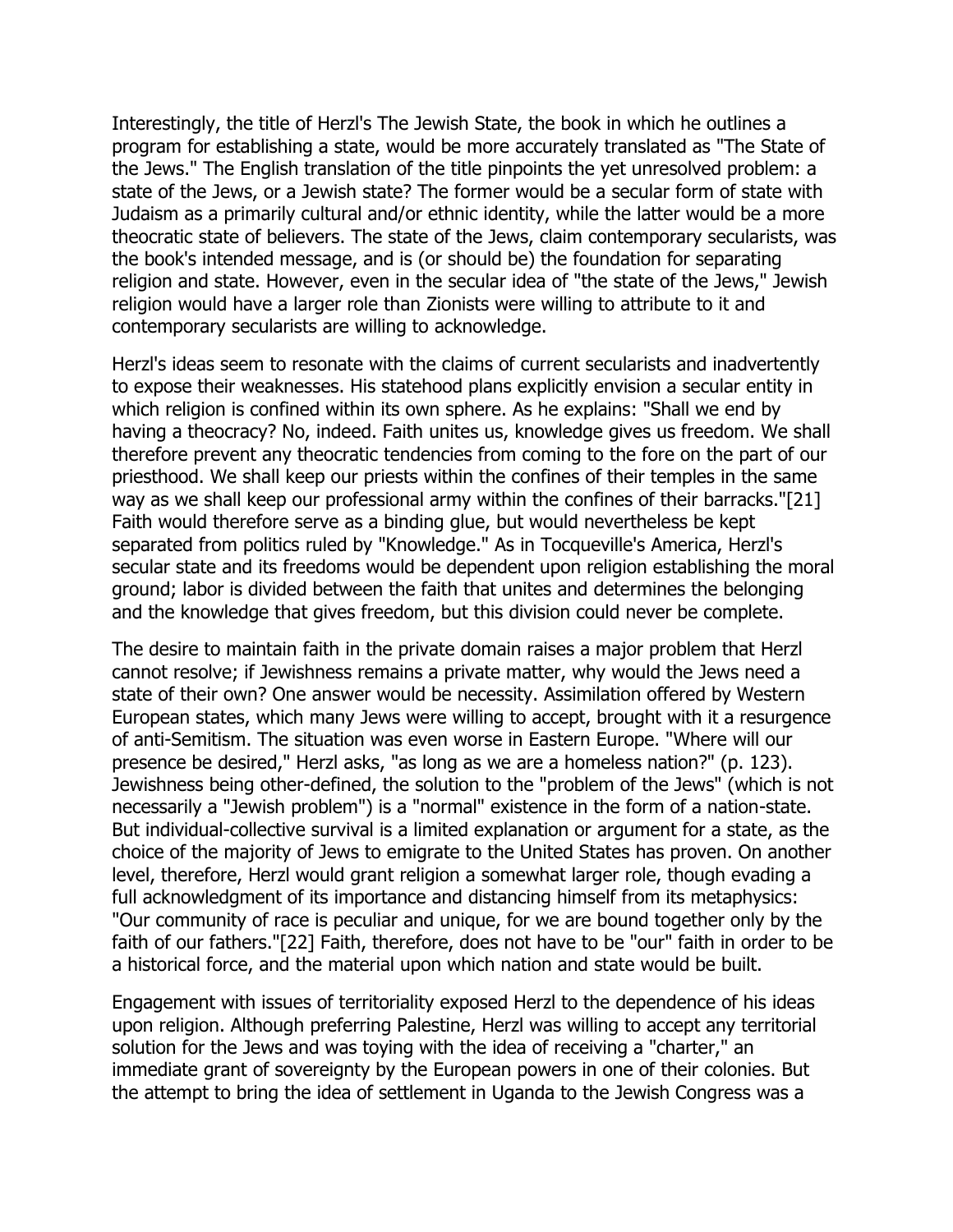Interestingly, the title of Herzl's The Jewish State, the book in which he outlines a program for establishing a state, would be more accurately translated as "The State of the Jews." The English translation of the title pinpoints the yet unresolved problem: a state of the Jews, or a Jewish state? The former would be a secular form of state with Judaism as a primarily cultural and/or ethnic identity, while the latter would be a more theocratic state of believers. The state of the Jews, claim contemporary secularists, was the book's intended message, and is (or should be) the foundation for separating religion and state. However, even in the secular idea of "the state of the Jews," Jewish religion would have a larger role than Zionists were willing to attribute to it and contemporary secularists are willing to acknowledge.

Herzl's ideas seem to resonate with the claims of current secularists and inadvertently to expose their weaknesses. His statehood plans explicitly envision a secular entity in which religion is confined within its own sphere. As he explains: "Shall we end by having a theocracy? No, indeed. Faith unites us, knowledge gives us freedom. We shall therefore prevent any theocratic tendencies from coming to the fore on the part of our priesthood. We shall keep our priests within the confines of their temples in the same way as we shall keep our professional army within the confines of their barracks."[21] Faith would therefore serve as a binding glue, but would nevertheless be kept separated from politics ruled by "Knowledge." As in Tocqueville's America, Herzl's secular state and its freedoms would be dependent upon religion establishing the moral ground; labor is divided between the faith that unites and determines the belonging and the knowledge that gives freedom, but this division could never be complete.

The desire to maintain faith in the private domain raises a major problem that Herzl cannot resolve; if Jewishness remains a private matter, why would the Jews need a state of their own? One answer would be necessity. Assimilation offered by Western European states, which many Jews were willing to accept, brought with it a resurgence of anti-Semitism. The situation was even worse in Eastern Europe. "Where will our presence be desired," Herzl asks, "as long as we are a homeless nation?" (p. 123). Jewishness being other-defined, the solution to the "problem of the Jews" (which is not necessarily a "Jewish problem") is a "normal" existence in the form of a nation-state. But individual-collective survival is a limited explanation or argument for a state, as the choice of the majority of Jews to emigrate to the United States has proven. On another level, therefore, Herzl would grant religion a somewhat larger role, though evading a full acknowledgment of its importance and distancing himself from its metaphysics: "Our community of race is peculiar and unique, for we are bound together only by the faith of our fathers."[22] Faith, therefore, does not have to be "our" faith in order to be a historical force, and the material upon which nation and state would be built.

Engagement with issues of territoriality exposed Herzl to the dependence of his ideas upon religion. Although preferring Palestine, Herzl was willing to accept any territorial solution for the Jews and was toying with the idea of receiving a "charter," an immediate grant of sovereignty by the European powers in one of their colonies. But the attempt to bring the idea of settlement in Uganda to the Jewish Congress was a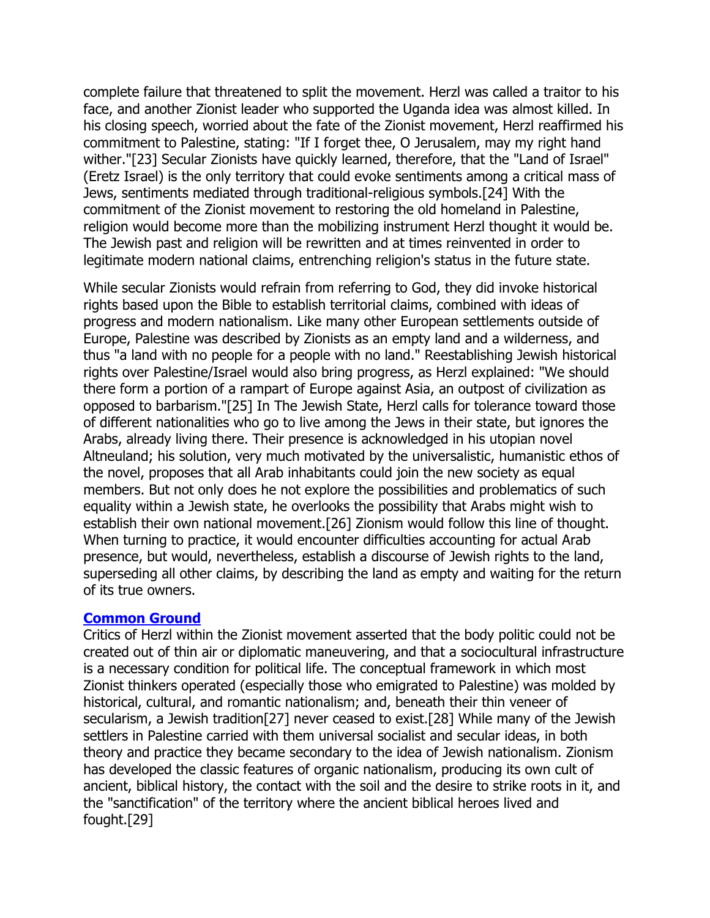complete failure that threatened to split the movement. Herzl was called a traitor to his face, and another Zionist leader who supported the Uganda idea was almost killed. In his closing speech, worried about the fate of the Zionist movement, Herzl reaffirmed his commitment to Palestine, stating: "If I forget thee, O Jerusalem, may my right hand wither."[23] Secular Zionists have quickly learned, therefore, that the "Land of Israel" (Eretz Israel) is the only territory that could evoke sentiments among a critical mass of Jews, sentiments mediated through traditional-religious symbols.[24] With the commitment of the Zionist movement to restoring the old homeland in Palestine, religion would become more than the mobilizing instrument Herzl thought it would be. The Jewish past and religion will be rewritten and at times reinvented in order to legitimate modern national claims, entrenching religion's status in the future state.

While secular Zionists would refrain from referring to God, they did invoke historical rights based upon the Bible to establish territorial claims, combined with ideas of progress and modern nationalism. Like many other European settlements outside of Europe, Palestine was described by Zionists as an empty land and a wilderness, and thus "a land with no people for a people with no land." Reestablishing Jewish historical rights over Palestine/Israel would also bring progress, as Herzl explained: "We should there form a portion of a rampart of Europe against Asia, an outpost of civilization as opposed to barbarism."[25] In The Jewish State, Herzl calls for tolerance toward those of different nationalities who go to live among the Jews in their state, but ignores the Arabs, already living there. Their presence is acknowledged in his utopian novel Altneuland; his solution, very much motivated by the universalistic, humanistic ethos of the novel, proposes that all Arab inhabitants could join the new society as equal members. But not only does he not explore the possibilities and problematics of such equality within a Jewish state, he overlooks the possibility that Arabs might wish to establish their own national movement.[26] Zionism would follow this line of thought. When turning to practice, it would encounter difficulties accounting for actual Arab presence, but would, nevertheless, establish a discourse of Jewish rights to the land, superseding all other claims, by describing the land as empty and waiting for the return of its true owners.

## Common Ground

Critics of Herzl within the Zionist movement asserted that the body politic could not be created out of thin air or diplomatic maneuvering, and that a sociocultural infrastructure is a necessary condition for political life. The conceptual framework in which most Zionist thinkers operated (especially those who emigrated to Palestine) was molded by historical, cultural, and romantic nationalism; and, beneath their thin veneer of secularism, a Jewish tradition[27] never ceased to exist.[28] While many of the Jewish settlers in Palestine carried with them universal socialist and secular ideas, in both theory and practice they became secondary to the idea of Jewish nationalism. Zionism has developed the classic features of organic nationalism, producing its own cult of ancient, biblical history, the contact with the soil and the desire to strike roots in it, and the "sanctification" of the territory where the ancient biblical heroes lived and fought.[29]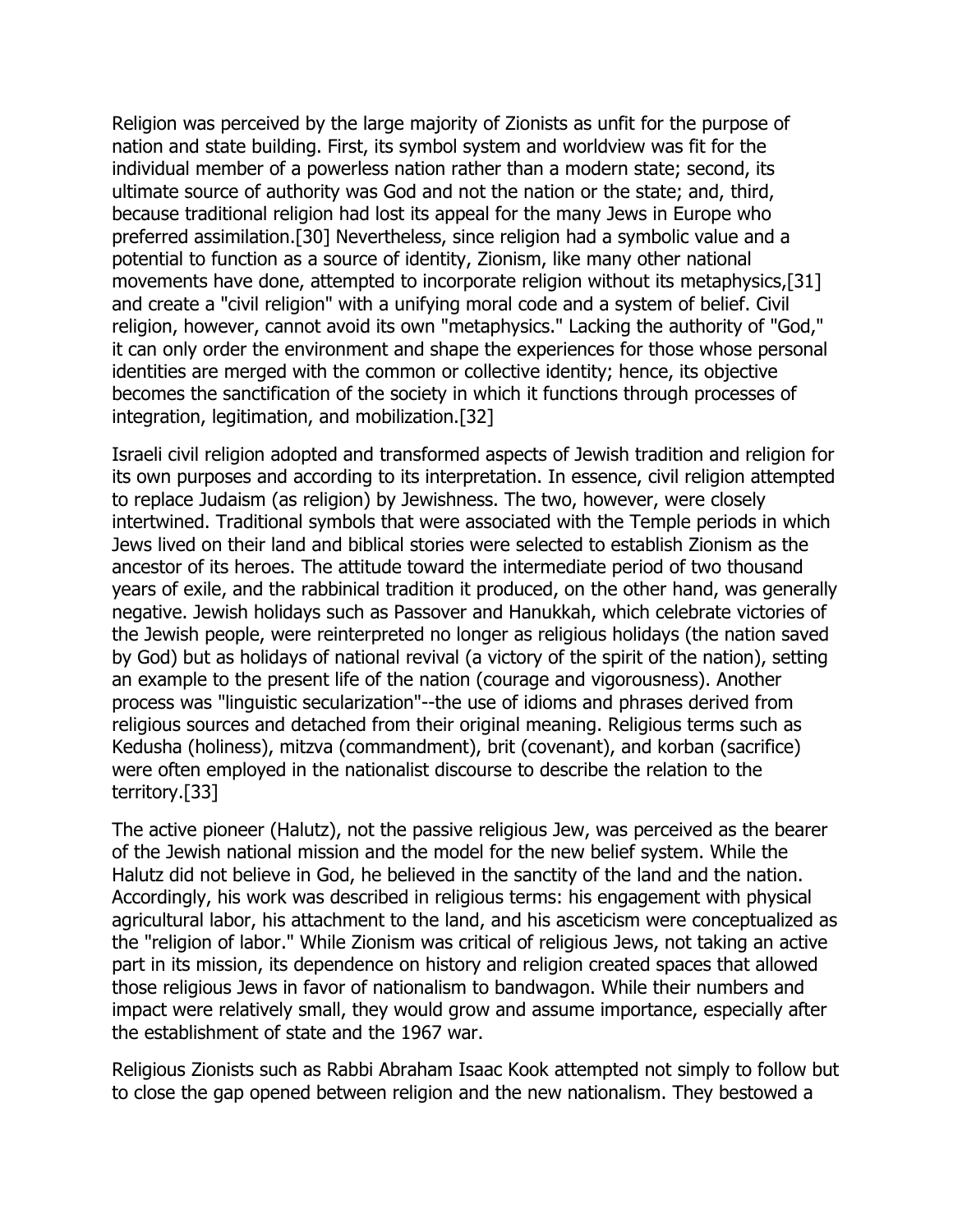Religion was perceived by the large majority of Zionists as unfit for the purpose of nation and state building. First, its symbol system and worldview was fit for the individual member of a powerless nation rather than a modern state; second, its ultimate source of authority was God and not the nation or the state; and, third, because traditional religion had lost its appeal for the many Jews in Europe who preferred assimilation.[30] Nevertheless, since religion had a symbolic value and a potential to function as a source of identity, Zionism, like many other national movements have done, attempted to incorporate religion without its metaphysics,[31] and create a "civil religion" with a unifying moral code and a system of belief. Civil religion, however, cannot avoid its own "metaphysics." Lacking the authority of "God," it can only order the environment and shape the experiences for those whose personal identities are merged with the common or collective identity; hence, its objective becomes the sanctification of the society in which it functions through processes of integration, legitimation, and mobilization.[32]

Israeli civil religion adopted and transformed aspects of Jewish tradition and religion for its own purposes and according to its interpretation. In essence, civil religion attempted to replace Judaism (as religion) by Jewishness. The two, however, were closely intertwined. Traditional symbols that were associated with the Temple periods in which Jews lived on their land and biblical stories were selected to establish Zionism as the ancestor of its heroes. The attitude toward the intermediate period of two thousand years of exile, and the rabbinical tradition it produced, on the other hand, was generally negative. Jewish holidays such as Passover and Hanukkah, which celebrate victories of the Jewish people, were reinterpreted no longer as religious holidays (the nation saved by God) but as holidays of national revival (a victory of the spirit of the nation), setting an example to the present life of the nation (courage and vigorousness). Another process was "linguistic secularization"--the use of idioms and phrases derived from religious sources and detached from their original meaning. Religious terms such as Kedusha (holiness), mitzva (commandment), brit (covenant), and korban (sacrifice) were often employed in the nationalist discourse to describe the relation to the territory.[33]

The active pioneer (Halutz), not the passive religious Jew, was perceived as the bearer of the Jewish national mission and the model for the new belief system. While the Halutz did not believe in God, he believed in the sanctity of the land and the nation. Accordingly, his work was described in religious terms: his engagement with physical agricultural labor, his attachment to the land, and his asceticism were conceptualized as the "religion of labor." While Zionism was critical of religious Jews, not taking an active part in its mission, its dependence on history and religion created spaces that allowed those religious Jews in favor of nationalism to bandwagon. While their numbers and impact were relatively small, they would grow and assume importance, especially after the establishment of state and the 1967 war.

Religious Zionists such as Rabbi Abraham Isaac Kook attempted not simply to follow but to close the gap opened between religion and the new nationalism. They bestowed a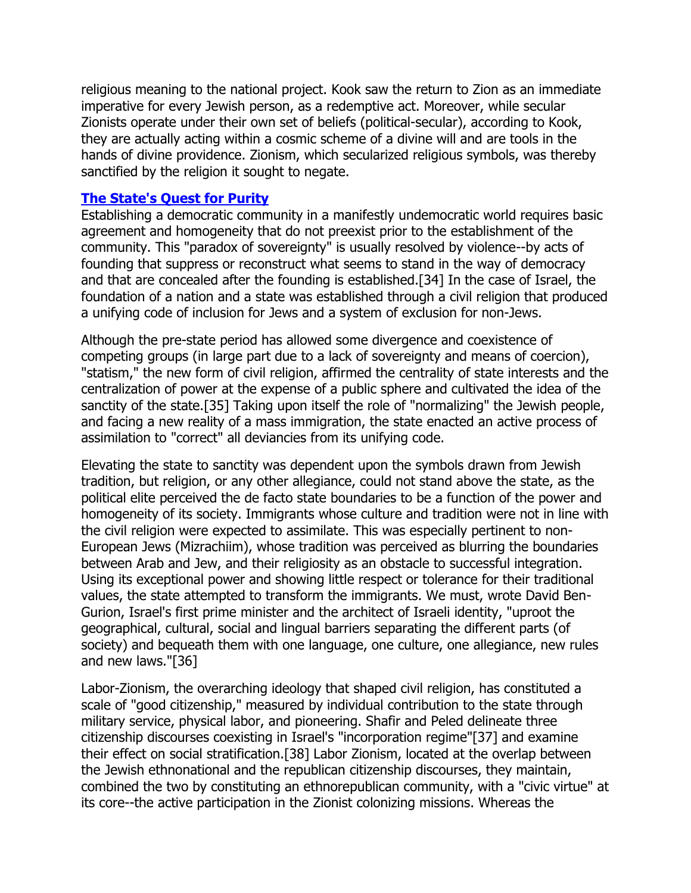religious meaning to the national project. Kook saw the return to Zion as an immediate imperative for every Jewish person, as a redemptive act. Moreover, while secular Zionists operate under their own set of beliefs (political-secular), according to Kook, they are actually acting within a cosmic scheme of a divine will and are tools in the hands of divine providence. Zionism, which secularized religious symbols, was thereby sanctified by the religion it sought to negate.

## The State's Quest for Purity

Establishing a democratic community in a manifestly undemocratic world requires basic agreement and homogeneity that do not preexist prior to the establishment of the community. This "paradox of sovereignty" is usually resolved by violence--by acts of founding that suppress or reconstruct what seems to stand in the way of democracy and that are concealed after the founding is established.[34] In the case of Israel, the foundation of a nation and a state was established through a civil religion that produced a unifying code of inclusion for Jews and a system of exclusion for non-Jews.

Although the pre-state period has allowed some divergence and coexistence of competing groups (in large part due to a lack of sovereignty and means of coercion), "statism," the new form of civil religion, affirmed the centrality of state interests and the centralization of power at the expense of a public sphere and cultivated the idea of the sanctity of the state.[35] Taking upon itself the role of "normalizing" the Jewish people, and facing a new reality of a mass immigration, the state enacted an active process of assimilation to "correct" all deviancies from its unifying code.

Elevating the state to sanctity was dependent upon the symbols drawn from Jewish tradition, but religion, or any other allegiance, could not stand above the state, as the political elite perceived the de facto state boundaries to be a function of the power and homogeneity of its society. Immigrants whose culture and tradition were not in line with the civil religion were expected to assimilate. This was especially pertinent to non-European Jews (Mizrachiim), whose tradition was perceived as blurring the boundaries between Arab and Jew, and their religiosity as an obstacle to successful integration. Using its exceptional power and showing little respect or tolerance for their traditional values, the state attempted to transform the immigrants. We must, wrote David Ben-Gurion, Israel's first prime minister and the architect of Israeli identity, "uproot the geographical, cultural, social and lingual barriers separating the different parts (of society) and bequeath them with one language, one culture, one allegiance, new rules and new laws."[36]

Labor-Zionism, the overarching ideology that shaped civil religion, has constituted a scale of "good citizenship," measured by individual contribution to the state through military service, physical labor, and pioneering. Shafir and Peled delineate three citizenship discourses coexisting in Israel's "incorporation regime"[37] and examine their effect on social stratification.[38] Labor Zionism, located at the overlap between the Jewish ethnonational and the republican citizenship discourses, they maintain, combined the two by constituting an ethnorepublican community, with a "civic virtue" at its core--the active participation in the Zionist colonizing missions. Whereas the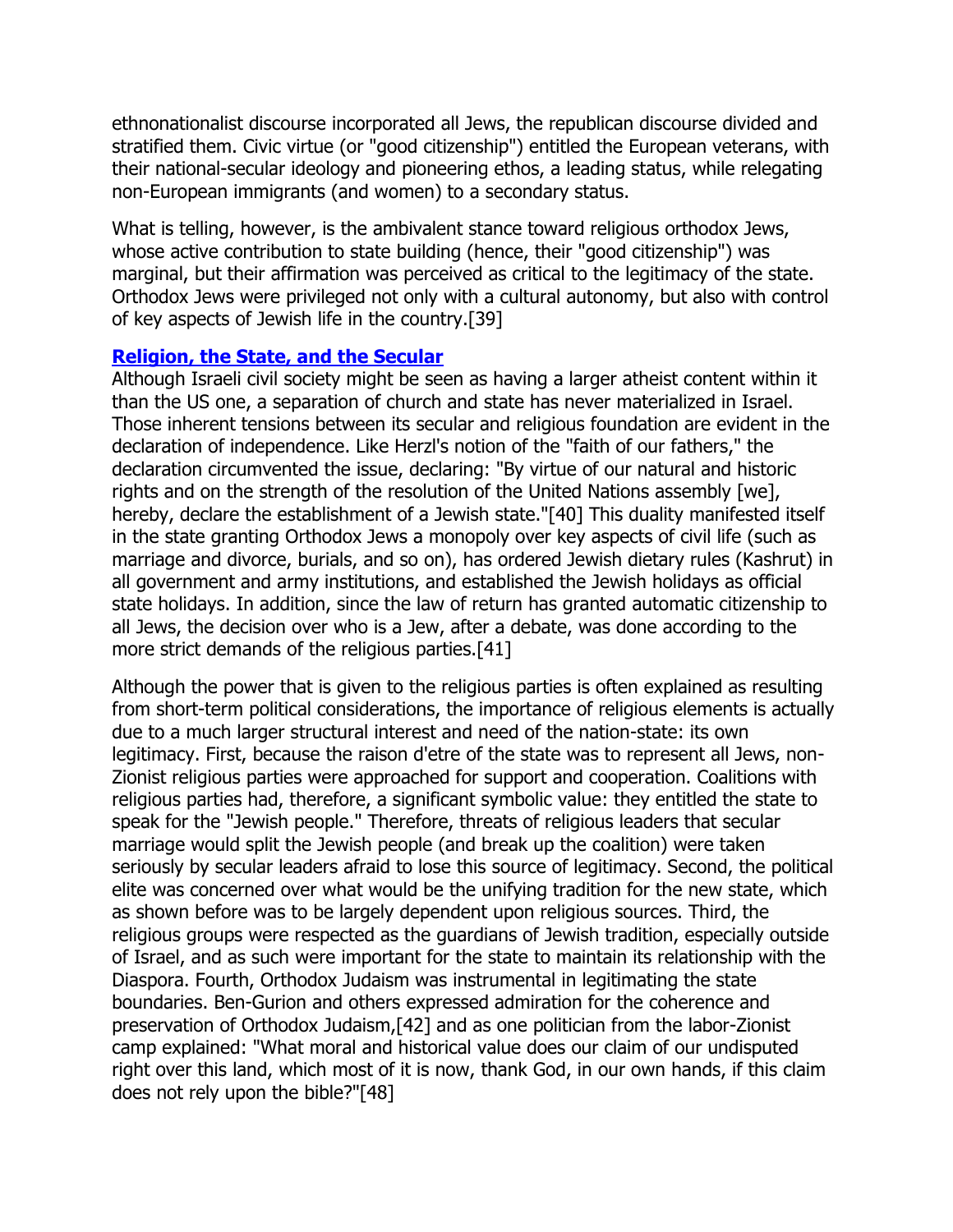ethnonationalist discourse incorporated all Jews, the republican discourse divided and stratified them. Civic virtue (or "good citizenship") entitled the European veterans, with their national-secular ideology and pioneering ethos, a leading status, while relegating non-European immigrants (and women) to a secondary status.

What is telling, however, is the ambivalent stance toward religious orthodox Jews, whose active contribution to state building (hence, their "good citizenship") was marginal, but their affirmation was perceived as critical to the legitimacy of the state. Orthodox Jews were privileged not only with a cultural autonomy, but also with control of key aspects of Jewish life in the country.[39]

### Religion, the State, and the Secular

Although Israeli civil society might be seen as having a larger atheist content within it than the US one, a separation of church and state has never materialized in Israel. Those inherent tensions between its secular and religious foundation are evident in the declaration of independence. Like Herzl's notion of the "faith of our fathers," the declaration circumvented the issue, declaring: "By virtue of our natural and historic rights and on the strength of the resolution of the United Nations assembly [we], hereby, declare the establishment of a Jewish state."[40] This duality manifested itself in the state granting Orthodox Jews a monopoly over key aspects of civil life (such as marriage and divorce, burials, and so on), has ordered Jewish dietary rules (Kashrut) in all government and army institutions, and established the Jewish holidays as official state holidays. In addition, since the law of return has granted automatic citizenship to all Jews, the decision over who is a Jew, after a debate, was done according to the more strict demands of the religious parties.[41]

Although the power that is given to the religious parties is often explained as resulting from short-term political considerations, the importance of religious elements is actually due to a much larger structural interest and need of the nation-state: its own legitimacy. First, because the raison d'etre of the state was to represent all Jews, non-Zionist religious parties were approached for support and cooperation. Coalitions with religious parties had, therefore, a significant symbolic value: they entitled the state to speak for the "Jewish people." Therefore, threats of religious leaders that secular marriage would split the Jewish people (and break up the coalition) were taken seriously by secular leaders afraid to lose this source of legitimacy. Second, the political elite was concerned over what would be the unifying tradition for the new state, which as shown before was to be largely dependent upon religious sources. Third, the religious groups were respected as the guardians of Jewish tradition, especially outside of Israel, and as such were important for the state to maintain its relationship with the Diaspora. Fourth, Orthodox Judaism was instrumental in legitimating the state boundaries. Ben-Gurion and others expressed admiration for the coherence and preservation of Orthodox Judaism,[42] and as one politician from the labor-Zionist camp explained: "What moral and historical value does our claim of our undisputed right over this land, which most of it is now, thank God, in our own hands, if this claim does not rely upon the bible?"[48]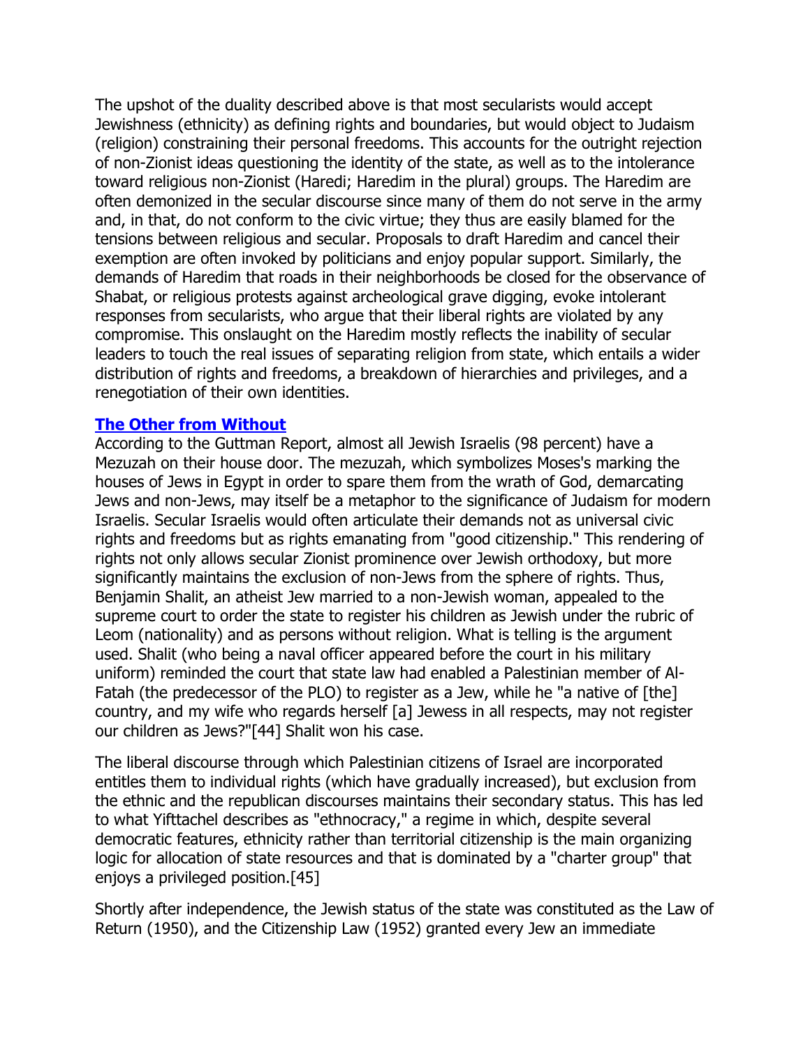The upshot of the duality described above is that most secularists would accept Jewishness (ethnicity) as defining rights and boundaries, but would object to Judaism (religion) constraining their personal freedoms. This accounts for the outright rejection of non-Zionist ideas questioning the identity of the state, as well as to the intolerance toward religious non-Zionist (Haredi; Haredim in the plural) groups. The Haredim are often demonized in the secular discourse since many of them do not serve in the army and, in that, do not conform to the civic virtue; they thus are easily blamed for the tensions between religious and secular. Proposals to draft Haredim and cancel their exemption are often invoked by politicians and enjoy popular support. Similarly, the demands of Haredim that roads in their neighborhoods be closed for the observance of Shabat, or religious protests against archeological grave digging, evoke intolerant responses from secularists, who argue that their liberal rights are violated by any compromise. This onslaught on the Haredim mostly reflects the inability of secular leaders to touch the real issues of separating religion from state, which entails a wider distribution of rights and freedoms, a breakdown of hierarchies and privileges, and a renegotiation of their own identities.

## The Other from Without

According to the Guttman Report, almost all Jewish Israelis (98 percent) have a Mezuzah on their house door. The mezuzah, which symbolizes Moses's marking the houses of Jews in Egypt in order to spare them from the wrath of God, demarcating Jews and non-Jews, may itself be a metaphor to the significance of Judaism for modern Israelis. Secular Israelis would often articulate their demands not as universal civic rights and freedoms but as rights emanating from "good citizenship." This rendering of rights not only allows secular Zionist prominence over Jewish orthodoxy, but more significantly maintains the exclusion of non-Jews from the sphere of rights. Thus, Benjamin Shalit, an atheist Jew married to a non-Jewish woman, appealed to the supreme court to order the state to register his children as Jewish under the rubric of Leom (nationality) and as persons without religion. What is telling is the argument used. Shalit (who being a naval officer appeared before the court in his military uniform) reminded the court that state law had enabled a Palestinian member of Al-Fatah (the predecessor of the PLO) to register as a Jew, while he "a native of [the] country, and my wife who regards herself [a] Jewess in all respects, may not register our children as Jews?"[44] Shalit won his case.

The liberal discourse through which Palestinian citizens of Israel are incorporated entitles them to individual rights (which have gradually increased), but exclusion from the ethnic and the republican discourses maintains their secondary status. This has led to what Yifttachel describes as "ethnocracy," a regime in which, despite several democratic features, ethnicity rather than territorial citizenship is the main organizing logic for allocation of state resources and that is dominated by a "charter group" that enjoys a privileged position.[45]

Shortly after independence, the Jewish status of the state was constituted as the Law of Return (1950), and the Citizenship Law (1952) granted every Jew an immediate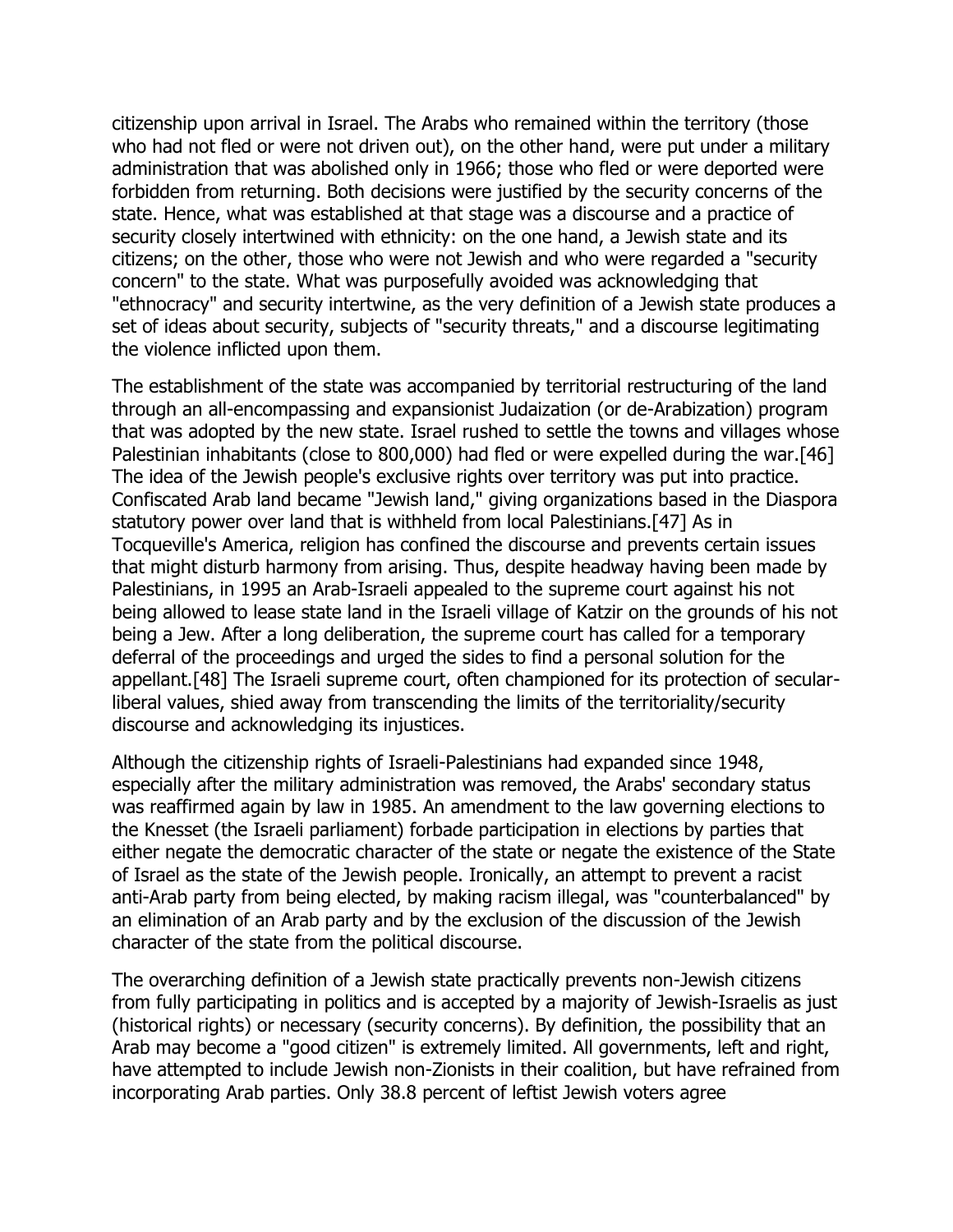citizenship upon arrival in Israel. The Arabs who remained within the territory (those who had not fled or were not driven out), on the other hand, were put under a military administration that was abolished only in 1966; those who fled or were deported were forbidden from returning. Both decisions were justified by the security concerns of the state. Hence, what was established at that stage was a discourse and a practice of security closely intertwined with ethnicity: on the one hand, a Jewish state and its citizens; on the other, those who were not Jewish and who were regarded a "security concern" to the state. What was purposefully avoided was acknowledging that "ethnocracy" and security intertwine, as the very definition of a Jewish state produces a set of ideas about security, subjects of "security threats," and a discourse legitimating the violence inflicted upon them.

The establishment of the state was accompanied by territorial restructuring of the land through an all-encompassing and expansionist Judaization (or de-Arabization) program that was adopted by the new state. Israel rushed to settle the towns and villages whose Palestinian inhabitants (close to 800,000) had fled or were expelled during the war.[46] The idea of the Jewish people's exclusive rights over territory was put into practice. Confiscated Arab land became "Jewish land," giving organizations based in the Diaspora statutory power over land that is withheld from local Palestinians.[47] As in Tocqueville's America, religion has confined the discourse and prevents certain issues that might disturb harmony from arising. Thus, despite headway having been made by Palestinians, in 1995 an Arab-Israeli appealed to the supreme court against his not being allowed to lease state land in the Israeli village of Katzir on the grounds of his not being a Jew. After a long deliberation, the supreme court has called for a temporary deferral of the proceedings and urged the sides to find a personal solution for the appellant.[48] The Israeli supreme court, often championed for its protection of secular-liberal values, shied away from transcending the limits of the territoriality/security discourse and acknowledging its injustices.

Although the citizenship rights of Israeli-Palestinians had expanded since 1948, especially after the military administration was removed, the Arabs' secondary status was reaffirmed again by law in 1985. An amendment to the law governing elections to the Knesset (the Israeli parliament) forbade participation in elections by parties that either negate the democratic character of the state or negate the existence of the State of Israel as the state of the Jewish people. Ironically, an attempt to prevent a racist anti-Arab party from being elected, by making racism illegal, was "counterbalanced" by an elimination of an Arab party and by the exclusion of the discussion of the Jewish character of the state from the political discourse.

The overarching definition of a Jewish state practically prevents non-Jewish citizens from fully participating in politics and is accepted by a majority of Jewish-Israelis as just (historical rights) or necessary (security concerns). By definition, the possibility that an Arab may become a "good citizen" is extremely limited. All governments, left and right, have attempted to include Jewish non-Zionists in their coalition, but have refrained from incorporating Arab parties. Only 38.8 percent of leftist Jewish voters agree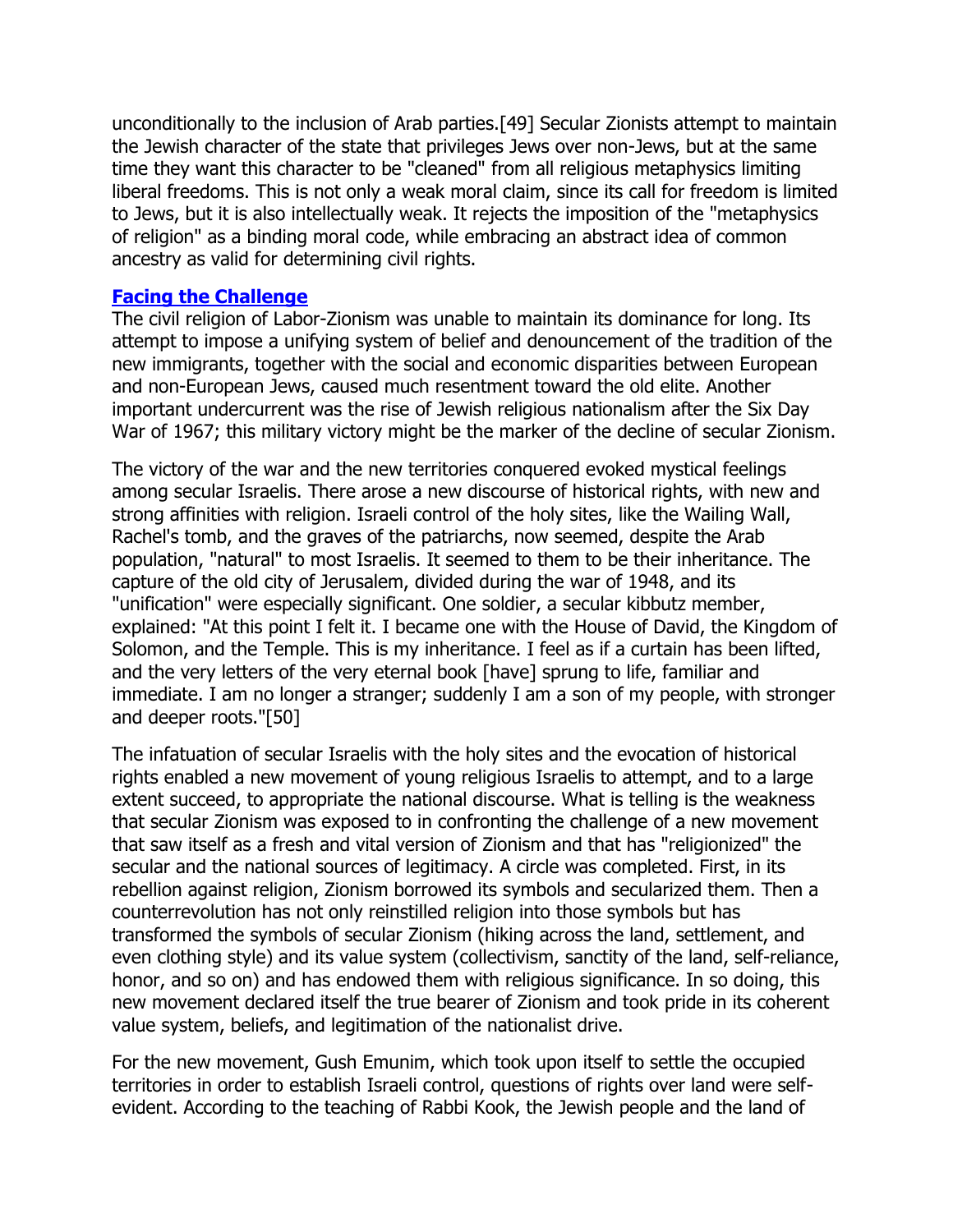unconditionally to the inclusion of Arab parties.[49] Secular Zionists attempt to maintain the Jewish character of the state that privileges Jews over non-Jews, but at the same time they want this character to be "cleaned" from all religious metaphysics limiting liberal freedoms. This is not only a weak moral claim, since its call for freedom is limited to Jews, but it is also intellectually weak. It rejects the imposition of the "metaphysics of religion" as a binding moral code, while embracing an abstract idea of common ancestry as valid for determining civil rights.

## Facing the Challenge

The civil religion of Labor-Zionism was unable to maintain its dominance for long. Its attempt to impose a unifying system of belief and denouncement of the tradition of the new immigrants, together with the social and economic disparities between European and non-European Jews, caused much resentment toward the old elite. Another important undercurrent was the rise of Jewish religious nationalism after the Six Day War of 1967; this military victory might be the marker of the decline of secular Zionism.

The victory of the war and the new territories conquered evoked mystical feelings among secular Israelis. There arose a new discourse of historical rights, with new and strong affinities with religion. Israeli control of the holy sites, like the Wailing Wall, Rachel's tomb, and the graves of the patriarchs, now seemed, despite the Arab population, "natural" to most Israelis. It seemed to them to be their inheritance. The capture of the old city of Jerusalem, divided during the war of 1948, and its "unification" were especially significant. One soldier, a secular kibbutz member, explained: "At this point I felt it. I became one with the House of David, the Kingdom of Solomon, and the Temple. This is my inheritance. I feel as if a curtain has been lifted, and the very letters of the very eternal book [have] sprung to life, familiar and immediate. I am no longer a stranger; suddenly I am a son of my people, with stronger and deeper roots."[50]

The infatuation of secular Israelis with the holy sites and the evocation of historical rights enabled a new movement of young religious Israelis to attempt, and to a large extent succeed, to appropriate the national discourse. What is telling is the weakness that secular Zionism was exposed to in confronting the challenge of a new movement that saw itself as a fresh and vital version of Zionism and that has "religionized" the secular and the national sources of legitimacy. A circle was completed. First, in its rebellion against religion, Zionism borrowed its symbols and secularized them. Then a counterrevolution has not only reinstilled religion into those symbols but has transformed the symbols of secular Zionism (hiking across the land, settlement, and even clothing style) and its value system (collectivism, sanctity of the land, self-reliance, honor, and so on) and has endowed them with religious significance. In so doing, this new movement declared itself the true bearer of Zionism and took pride in its coherent value system, beliefs, and legitimation of the nationalist drive.

For the new movement, Gush Emunim, which took upon itself to settle the occupied territories in order to establish Israeli control, questions of rights over land were self-evident. According to the teaching of Rabbi Kook, the Jewish people and the land of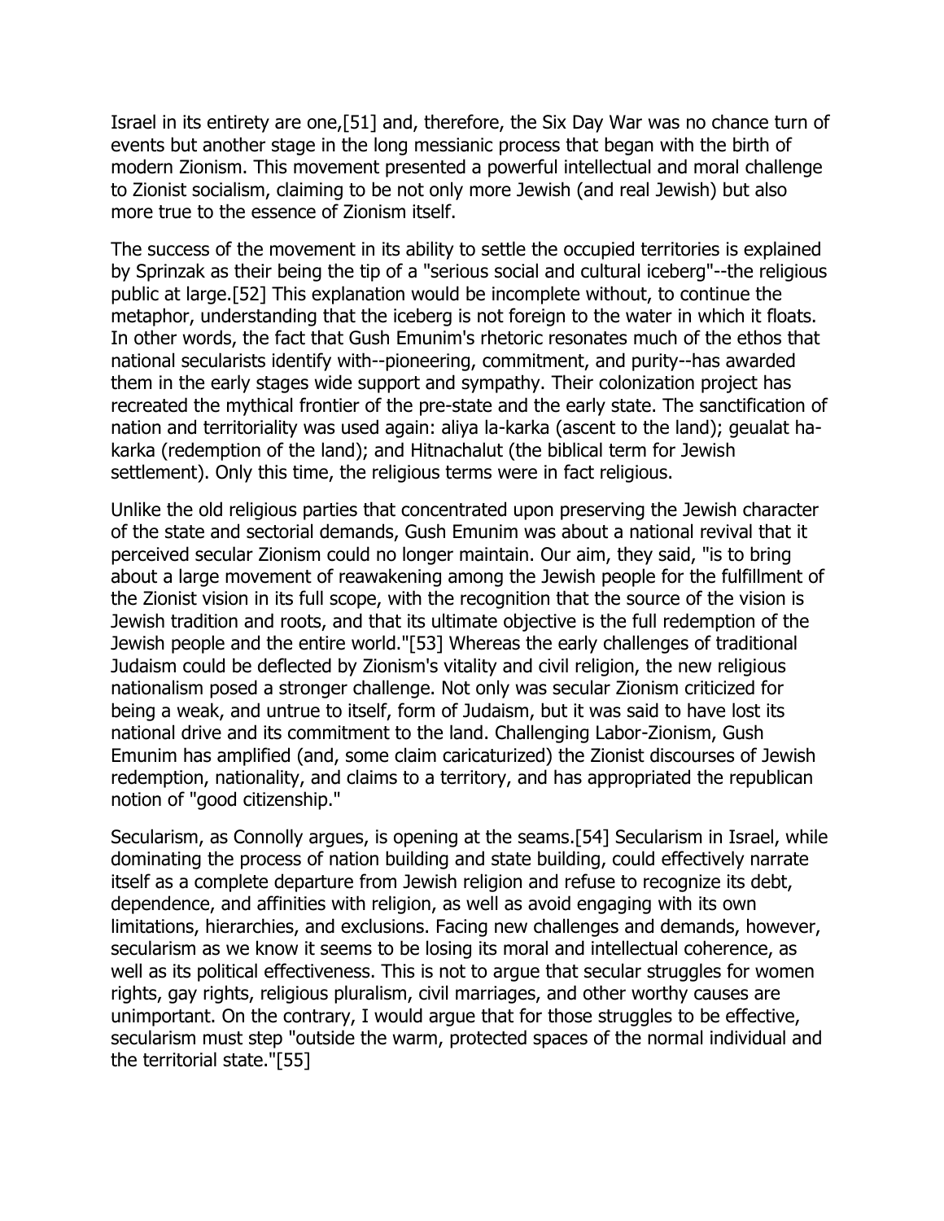Israel in its entirety are one,[51] and, therefore, the Six Day War was no chance turn of events but another stage in the long messianic process that began with the birth of modern Zionism. This movement presented a powerful intellectual and moral challenge to Zionist socialism, claiming to be not only more Jewish (and real Jewish) but also more true to the essence of Zionism itself.

The success of the movement in its ability to settle the occupied territories is explained by Sprinzak as their being the tip of a "serious social and cultural iceberg"--the religious public at large.[52] This explanation would be incomplete without, to continue the metaphor, understanding that the iceberg is not foreign to the water in which it floats. In other words, the fact that Gush Emunim's rhetoric resonates much of the ethos that national secularists identify with--pioneering, commitment, and purity--has awarded them in the early stages wide support and sympathy. Their colonization project has recreated the mythical frontier of the pre-state and the early state. The sanctification of nation and territoriality was used again: aliya la-karka (ascent to the land); geualat ha-karka (redemption of the land); and Hitnachalut (the biblical term for Jewish settlement). Only this time, the religious terms were in fact religious.

Unlike the old religious parties that concentrated upon preserving the Jewish character of the state and sectorial demands, Gush Emunim was about a national revival that it perceived secular Zionism could no longer maintain. Our aim, they said, "is to bring about a large movement of reawakening among the Jewish people for the fulfillment of the Zionist vision in its full scope, with the recognition that the source of the vision is Jewish tradition and roots, and that its ultimate objective is the full redemption of the Jewish people and the entire world."[53] Whereas the early challenges of traditional Judaism could be deflected by Zionism's vitality and civil religion, the new religious nationalism posed a stronger challenge. Not only was secular Zionism criticized for being a weak, and untrue to itself, form of Judaism, but it was said to have lost its national drive and its commitment to the land. Challenging Labor-Zionism, Gush Emunim has amplified (and, some claim caricaturized) the Zionist discourses of Jewish redemption, nationality, and claims to a territory, and has appropriated the republican notion of "good citizenship."

Secularism, as Connolly argues, is opening at the seams.[54] Secularism in Israel, while dominating the process of nation building and state building, could effectively narrate itself as a complete departure from Jewish religion and refuse to recognize its debt, dependence, and affinities with religion, as well as avoid engaging with its own limitations, hierarchies, and exclusions. Facing new challenges and demands, however, secularism as we know it seems to be losing its moral and intellectual coherence, as well as its political effectiveness. This is not to argue that secular struggles for women rights, gay rights, religious pluralism, civil marriages, and other worthy causes are unimportant. On the contrary, I would argue that for those struggles to be effective, secularism must step "outside the warm, protected spaces of the normal individual and the territorial state."[55]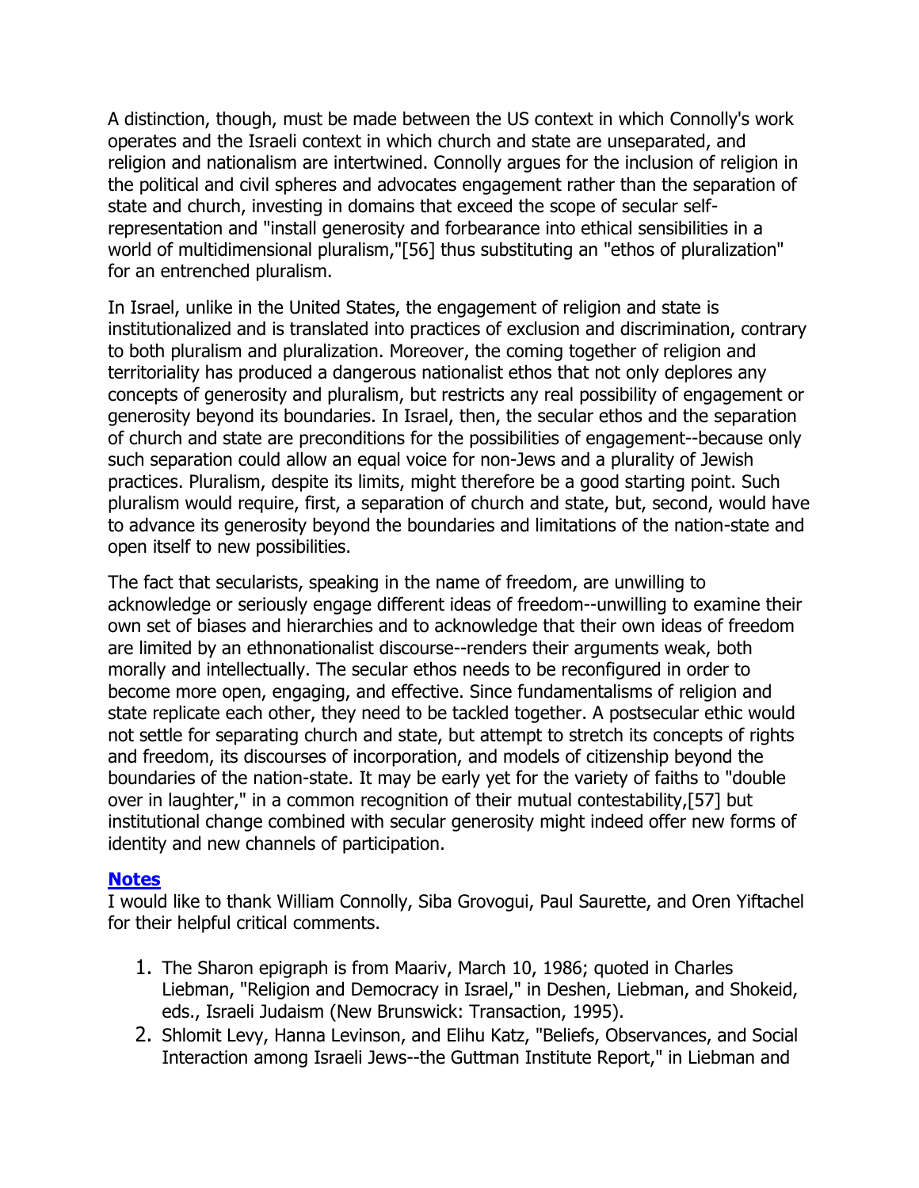A distinction, though, must be made between the US context in which Connolly's work operates and the Israeli context in which church and state are unseparated, and religion and nationalism are intertwined. Connolly argues for the inclusion of religion in the political and civil spheres and advocates engagement rather than the separation of state and church, investing in domains that exceed the scope of secular self-representation and "install generosity and forbearance into ethical sensibilities in a world of multidimensional pluralism,"[56] thus substituting an "ethos of pluralization" for an entrenched pluralism.

In Israel, unlike in the United States, the engagement of religion and state is institutionalized and is translated into practices of exclusion and discrimination, contrary to both pluralism and pluralization. Moreover, the coming together of religion and territoriality has produced a dangerous nationalist ethos that not only deplores any concepts of generosity and pluralism, but restricts any real possibility of engagement or generosity beyond its boundaries. In Israel, then, the secular ethos and the separation of church and state are preconditions for the possibilities of engagement--because only such separation could allow an equal voice for non-Jews and a plurality of Jewish practices. Pluralism, despite its limits, might therefore be a good starting point. Such pluralism would require, first, a separation of church and state, but, second, would have to advance its generosity beyond the boundaries and limitations of the nation-state and open itself to new possibilities.

The fact that secularists, speaking in the name of freedom, are unwilling to acknowledge or seriously engage different ideas of freedom--unwilling to examine their own set of biases and hierarchies and to acknowledge that their own ideas of freedom are limited by an ethnonationalist discourse--renders their arguments weak, both morally and intellectually. The secular ethos needs to be reconfigured in order to become more open, engaging, and effective. Since fundamentalisms of religion and state replicate each other, they need to be tackled together. A postsecular ethic would not settle for separating church and state, but attempt to stretch its concepts of rights and freedom, its discourses of incorporation, and models of citizenship beyond the boundaries of the nation-state. It may be early yet for the variety of faiths to "double over in laughter," in a common recognition of their mutual contestability,[57] but institutional change combined with secular generosity might indeed offer new forms of identity and new channels of participation.

### Notes

I would like to thank William Connolly, Siba Grovogui, Paul Saurette, and Oren Yiftachel for their helpful critical comments.

1. The Sharon epigraph is from Maariv, March 10, 1986; quoted in Charles Liebman, "Religion and Democracy in Israel," in Deshen, Liebman, and Shokeid, eds., Israeli Judaism (New Brunswick: Transaction, 1995).
2. Shlomit Levy, Hanna Levinson, and Elihu Katz, "Beliefs, Observances, and Social Interaction among Israeli Jews--the Guttman Institute Report," in Liebman and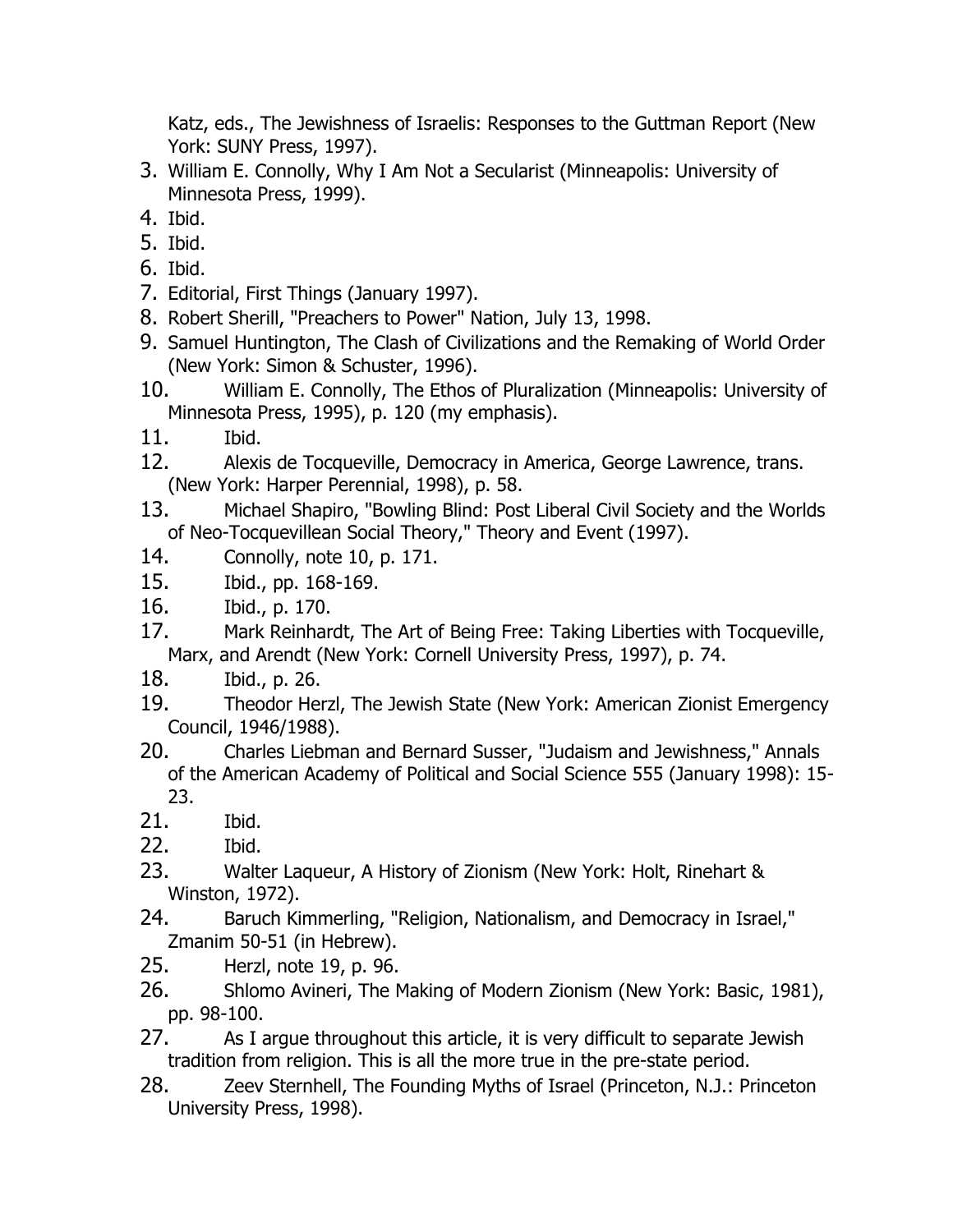Katz, eds., The Jewishness of Israelis: Responses to the Guttman Report (New York: SUNY Press, 1997).

3. William E. Connolly, Why I Am Not a Secularist (Minneapolis: University of Minnesota Press, 1999).
4. Ibid.
5. Ibid.
6. Ibid.
7. Editorial, First Things (January 1997).
8. Robert Sherill, "Preachers to Power" Nation, July 13, 1998.
9. Samuel Huntington, The Clash of Civilizations and the Remaking of World Order (New York: Simon & Schuster, 1996).
10. William E. Connolly, The Ethos of Pluralization (Minneapolis: University of Minnesota Press, 1995), p. 120 (my emphasis).
11. Ibid.
12. Alexis de Tocqueville, Democracy in America, George Lawrence, trans. (New York: Harper Perennial, 1998), p. 58.
13. Michael Shapiro, "Bowling Blind: Post Liberal Civil Society and the Worlds of Neo-Tocquevillean Social Theory," Theory and Event (1997).
14. Connolly, note 10, p. 171.
15. Ibid., pp. 168-169.
16. Ibid., p. 170.
17. Mark Reinhardt, The Art of Being Free: Taking Liberties with Tocqueville, Marx, and Arendt (New York: Cornell University Press, 1997), p. 74.
18. Ibid., p. 26.
19. Theodor Herzl, The Jewish State (New York: American Zionist Emergency Council, 1946/1988).
20. Charles Liebman and Bernard Susser, "Judaism and Jewishness," Annals of the American Academy of Political and Social Science 555 (January 1998): 15-23.
21. Ibid.
22. Ibid.
23. Walter Laqueur, A History of Zionism (New York: Holt, Rinehart & Winston, 1972).
24. Baruch Kimmerling, "Religion, Nationalism, and Democracy in Israel," Zmanim 50-51 (in Hebrew).
25. Herzl, note 19, p. 96.
26. Shlomo Avineri, The Making of Modern Zionism (New York: Basic, 1981), pp. 98-100.
27. As I argue throughout this article, it is very difficult to separate Jewish tradition from religion. This is all the more true in the pre-state period.
28. Zeev Sternhell, The Founding Myths of Israel (Princeton, N.J.: Princeton University Press, 1998).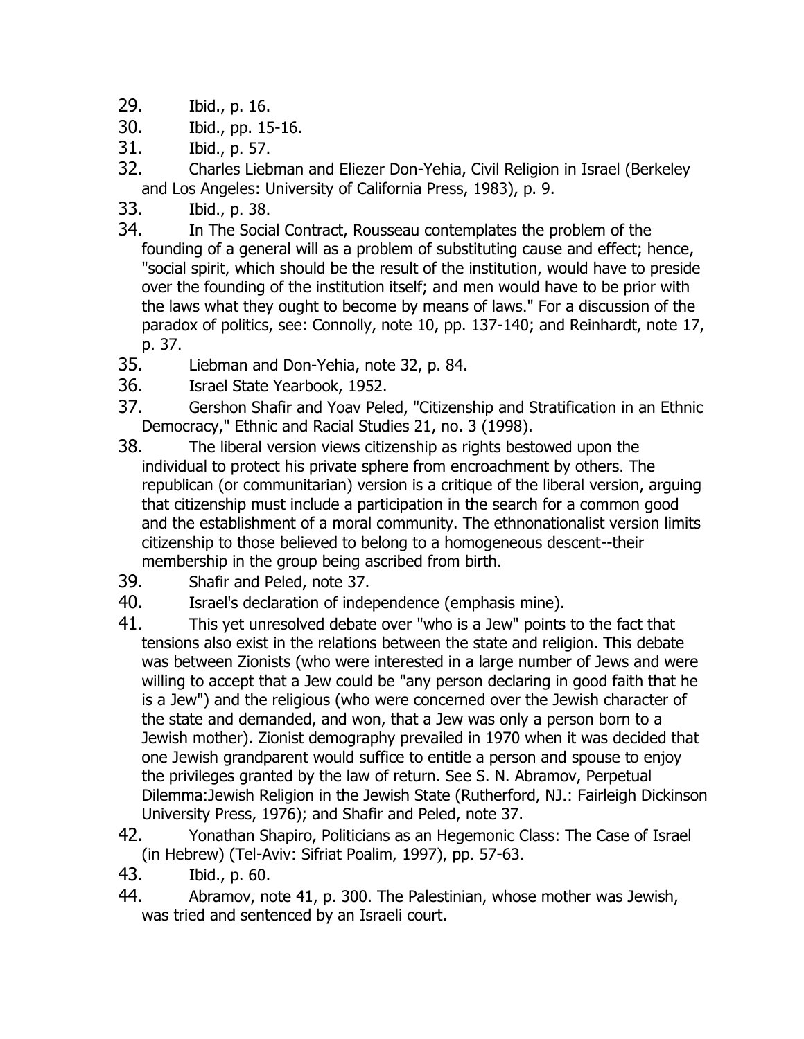29. Ibid., p. 16.
30. Ibid., pp. 15-16.
31. Ibid., p. 57.
32. Charles Liebman and Eliezer Don-Yehia, Civil Religion in Israel (Berkeley and Los Angeles: University of California Press, 1983), p. 9.
33. Ibid., p. 38.
34. In The Social Contract, Rousseau contemplates the problem of the founding of a general will as a problem of substituting cause and effect; hence, "social spirit, which should be the result of the institution, would have to preside over the founding of the institution itself; and men would have to be prior with the laws what they ought to become by means of laws." For a discussion of the paradox of politics, see: Connolly, note 10, pp. 137-140; and Reinhardt, note 17, p. 37.
35. Liebman and Don-Yehia, note 32, p. 84.
36. Israel State Yearbook, 1952.
37. Gershon Shafir and Yoav Peled, "Citizenship and Stratification in an Ethnic Democracy," Ethnic and Racial Studies 21, no. 3 (1998).
38. The liberal version views citizenship as rights bestowed upon the individual to protect his private sphere from encroachment by others. The republican (or communitarian) version is a critique of the liberal version, arguing that citizenship must include a participation in the search for a common good and the establishment of a moral community. The ethnonationalist version limits citizenship to those believed to belong to a homogeneous descent--their membership in the group being ascribed from birth.
39. Shafir and Peled, note 37.
40. Israel's declaration of independence (emphasis mine).
41. This yet unresolved debate over "who is a Jew" points to the fact that tensions also exist in the relations between the state and religion. This debate was between Zionists (who were interested in a large number of Jews and were willing to accept that a Jew could be "any person declaring in good faith that he is a Jew") and the religious (who were concerned over the Jewish character of the state and demanded, and won, that a Jew was only a person born to a Jewish mother). Zionist demography prevailed in 1970 when it was decided that one Jewish grandparent would suffice to entitle a person and spouse to enjoy the privileges granted by the law of return. See S. N. Abramov, Perpetual Dilemma:Jewish Religion in the Jewish State (Rutherford, NJ.: Fairleigh Dickinson University Press, 1976); and Shafir and Peled, note 37.
42. Yonathan Shapiro, Politicians as an Hegemonic Class: The Case of Israel (in Hebrew) (Tel-Aviv: Sifriat Poalim, 1997), pp. 57-63.
43. Ibid., p. 60.
44. Abramov, note 41, p. 300. The Palestinian, whose mother was Jewish, was tried and sentenced by an Israeli court.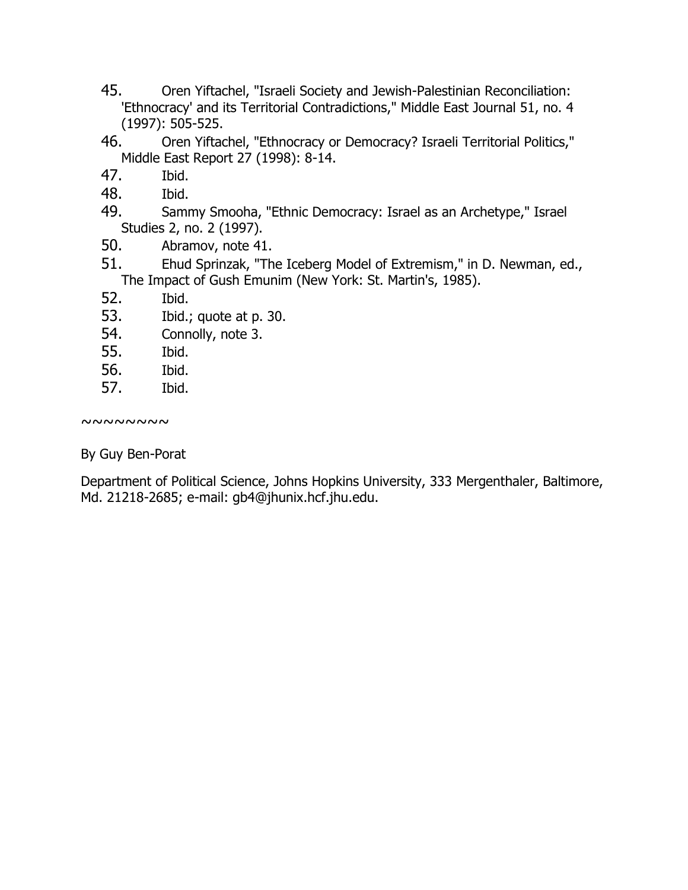45. Oren Yiftachel, "Israeli Society and Jewish-Palestinian Reconciliation: 'Ethnocracy' and its Territorial Contradictions," Middle East Journal 51, no. 4 (1997): 505-525.
46. Oren Yiftachel, "Ethnocracy or Democracy? Israeli Territorial Politics," Middle East Report 27 (1998): 8-14.
47. Ibid.
48. Ibid.
49. Sammy Smooha, "Ethnic Democracy: Israel as an Archetype," Israel Studies 2, no. 2 (1997).
50. Abramov, note 41.
51. Ehud Sprinzak, "The Iceberg Model of Extremism," in D. Newman, ed., The Impact of Gush Emunim (New York: St. Martin's, 1985).
52. Ibid.
53. Ibid.; quote at p. 30.
54. Connolly, note 3.
55. Ibid.
56. Ibid.
57. Ibid.

~~~~~~~~

By Guy Ben-Porat

Department of Political Science, Johns Hopkins University, 333 Mergenthaler, Baltimore, Md. 21218-2685; e-mail: gb4@jhunix.hcf.jhu.edu.